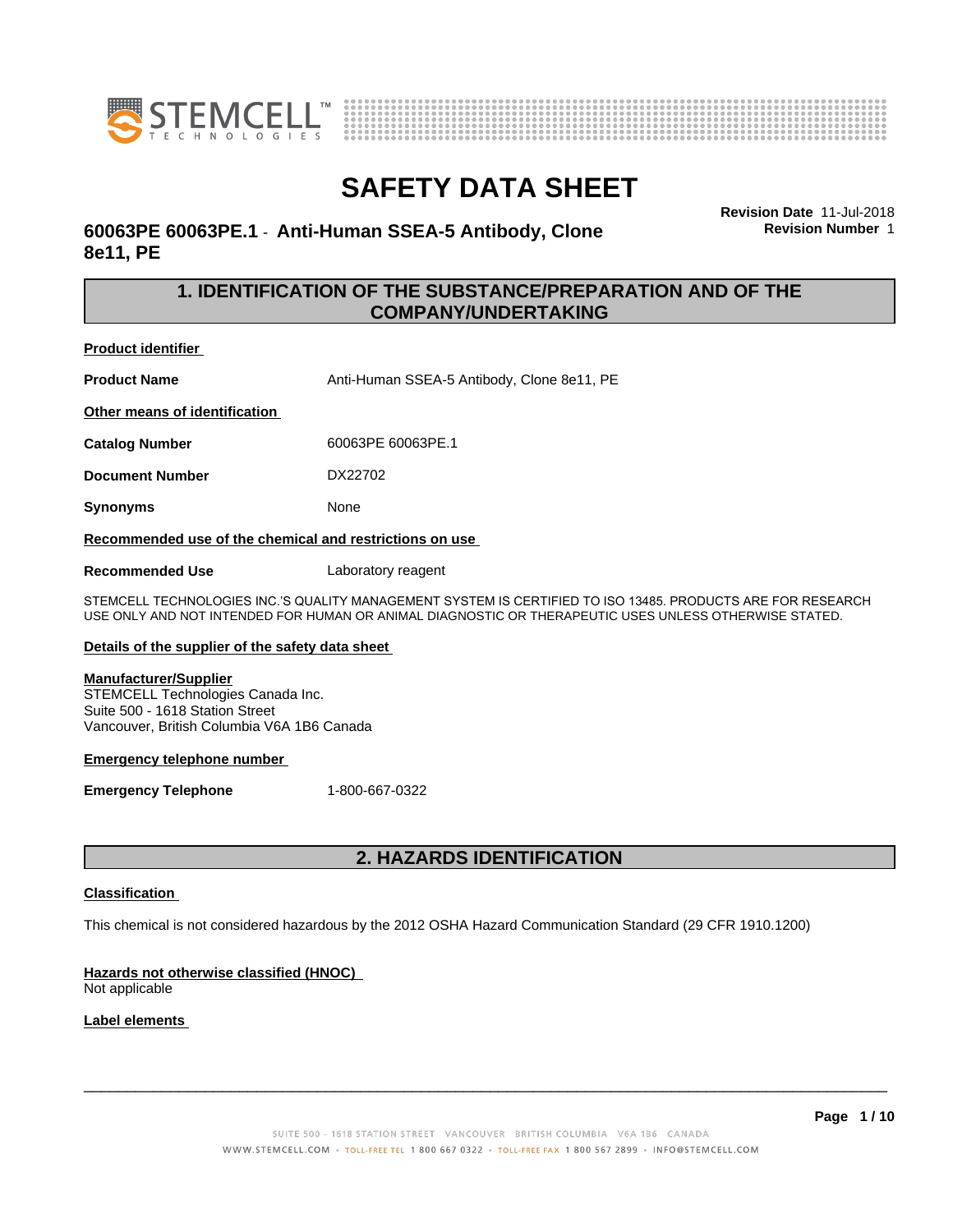# SAFETY DATA SHEET

**60063PE 60063PE.1 - Anti-Human SSEA-5 Antibody, Clone 8e11, PE**

**Revision Date** 11-Jul-2018
**Revision Number** 1

## 1. IDENTIFICATION OF THE SUBSTANCE/PREPARATION AND OF THE COMPANY/UNDERTAKING

**Product identifier**

**Product Name** Anti-Human SSEA-5 Antibody, Clone 8e11, PE

**Other means of identification**

**Catalog Number** 60063PE 60063PE.1

**Document Number** DX22702

**Synonyms** None

**Recommended use of the chemical and restrictions on use**

**Recommended Use** Laboratory reagent

STEMCELL TECHNOLOGIES INC.'S QUALITY MANAGEMENT SYSTEM IS CERTIFIED TO ISO 13485. PRODUCTS ARE FOR RESEARCH USE ONLY AND NOT INTENDED FOR HUMAN OR ANIMAL DIAGNOSTIC OR THERAPEUTIC USES UNLESS OTHERWISE STATED.

**Details of the supplier of the safety data sheet**

**Manufacturer/Supplier**
STEMCELL Technologies Canada Inc.
Suite 500 - 1618 Station Street
Vancouver, British Columbia V6A 1B6 Canada

**Emergency telephone number**

**Emergency Telephone** 1-800-667-0322

## 2. HAZARDS IDENTIFICATION

**Classification**

This chemical is not considered hazardous by the 2012 OSHA Hazard Communication Standard (29 CFR 1910.1200)

**Hazards not otherwise classified (HNOC)**
Not applicable

**Label elements**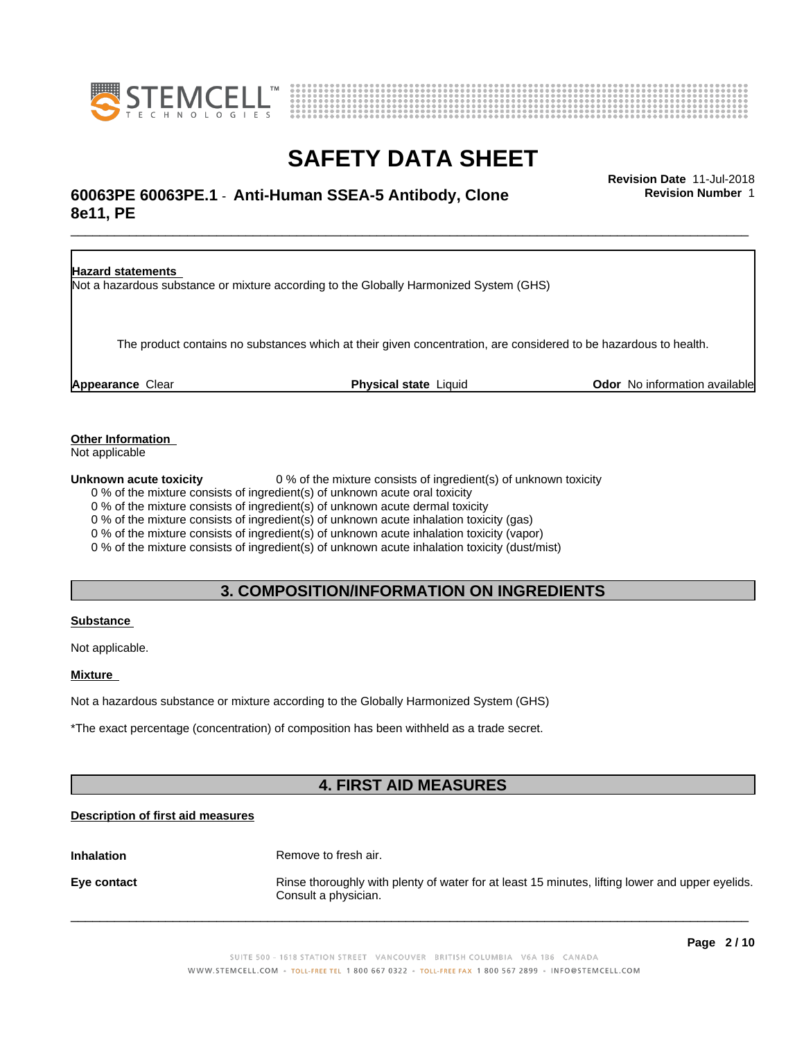**Hazard statements**

Not a hazardous substance or mixture according to the Globally Harmonized System (GHS)

The product contains no substances which at their given concentration, are considered to be hazardous to health.

**Appearance** Clear **Physical state** Liquid **Odor** No information available

**Other Information**

Not applicable

**Unknown acute toxicity** 0 % of the mixture consists of ingredient(s) of unknown toxicity

0 % of the mixture consists of ingredient(s) of unknown acute oral toxicity
0 % of the mixture consists of ingredient(s) of unknown acute dermal toxicity
0 % of the mixture consists of ingredient(s) of unknown acute inhalation toxicity (gas)
0 % of the mixture consists of ingredient(s) of unknown acute inhalation toxicity (vapor)
0 % of the mixture consists of ingredient(s) of unknown acute inhalation toxicity (dust/mist)

## 3. COMPOSITION/INFORMATION ON INGREDIENTS

**Substance**

Not applicable.

**Mixture**

Not a hazardous substance or mixture according to the Globally Harmonized System (GHS)

*The exact percentage (concentration) of composition has been withheld as a trade secret.

## 4. FIRST AID MEASURES

**Description of first aid measures**

**Inhalation** Remove to fresh air.

**Eye contact** Rinse thoroughly with plenty of water for at least 15 minutes, lifting lower and upper eyelids. Consult a physician.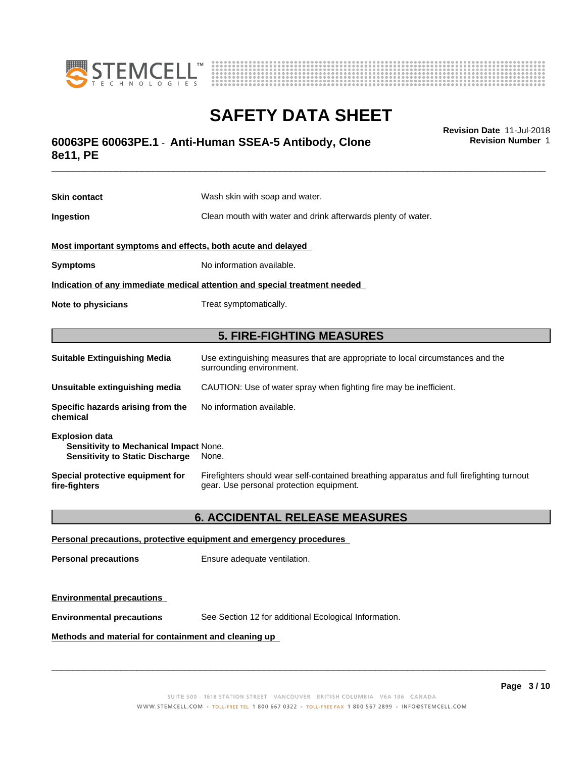**Skin contact** Wash skin with soap and water.

**Ingestion** Clean mouth with water and drink afterwards plenty of water.

**Most important symptoms and effects, both acute and delayed**

**Symptoms** No information available.

**Indication of any immediate medical attention and special treatment needed**

**Note to physicians** Treat symptomatically.

## 5. FIRE-FIGHTING MEASURES

**Suitable Extinguishing Media** Use extinguishing measures that are appropriate to local circumstances and the surrounding environment.

**Unsuitable extinguishing media** CAUTION: Use of water spray when fighting fire may be inefficient.

**Specific hazards arising from the chemical** No information available.

**Explosion data**
**Sensitivity to Mechanical Impact** None.
**Sensitivity to Static Discharge** None.

**Special protective equipment for fire-fighters** Firefighters should wear self-contained breathing apparatus and full firefighting turnout gear. Use personal protection equipment.

## 6. ACCIDENTAL RELEASE MEASURES

**Personal precautions, protective equipment and emergency procedures**

**Personal precautions** Ensure adequate ventilation.

**Environmental precautions**

**Environmental precautions** See Section 12 for additional Ecological Information.

**Methods and material for containment and cleaning up**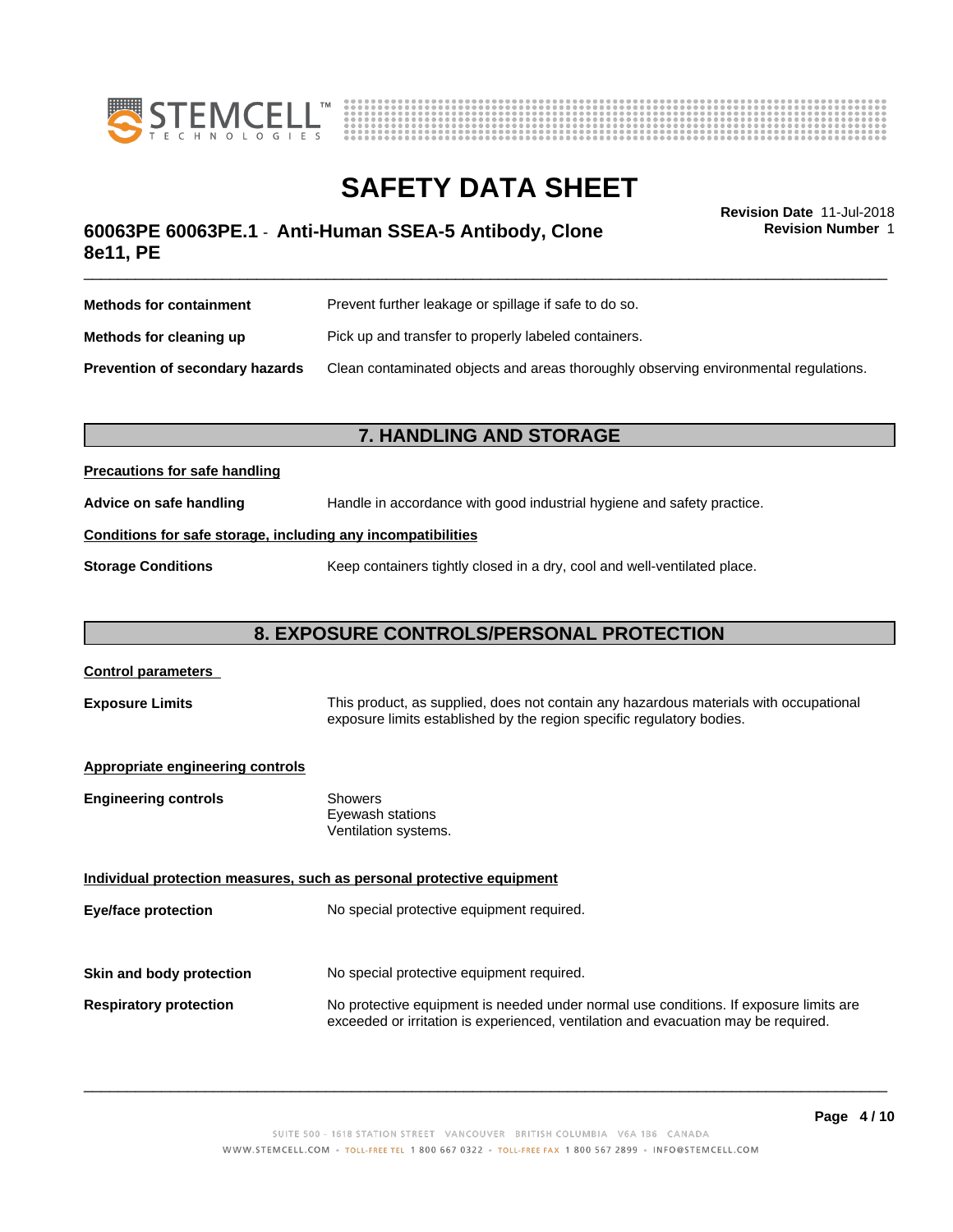| | |
|---|---|
| **Methods for containment** | Prevent further leakage or spillage if safe to do so. |
| **Methods for cleaning up** | Pick up and transfer to properly labeled containers. |
| **Prevention of secondary hazards** | Clean contaminated objects and areas thoroughly observing environmental regulations. |

## 7. HANDLING AND STORAGE

**Precautions for safe handling**

**Advice on safe handling** Handle in accordance with good industrial hygiene and safety practice.

**Conditions for safe storage, including any incompatibilities**

**Storage Conditions** Keep containers tightly closed in a dry, cool and well-ventilated place.

## 8. EXPOSURE CONTROLS/PERSONAL PROTECTION

**Control parameters**

**Exposure Limits** This product, as supplied, does not contain any hazardous materials with occupational exposure limits established by the region specific regulatory bodies.

**Appropriate engineering controls**

**Engineering controls**
Showers
Eyewash stations
Ventilation systems.

**Individual protection measures, such as personal protective equipment**

| | |
|---|---|
| **Eye/face protection** | No special protective equipment required. |
| **Skin and body protection** | No special protective equipment required. |
| **Respiratory protection** | No protective equipment is needed under normal use conditions. If exposure limits are exceeded or irritation is experienced, ventilation and evacuation may be required. |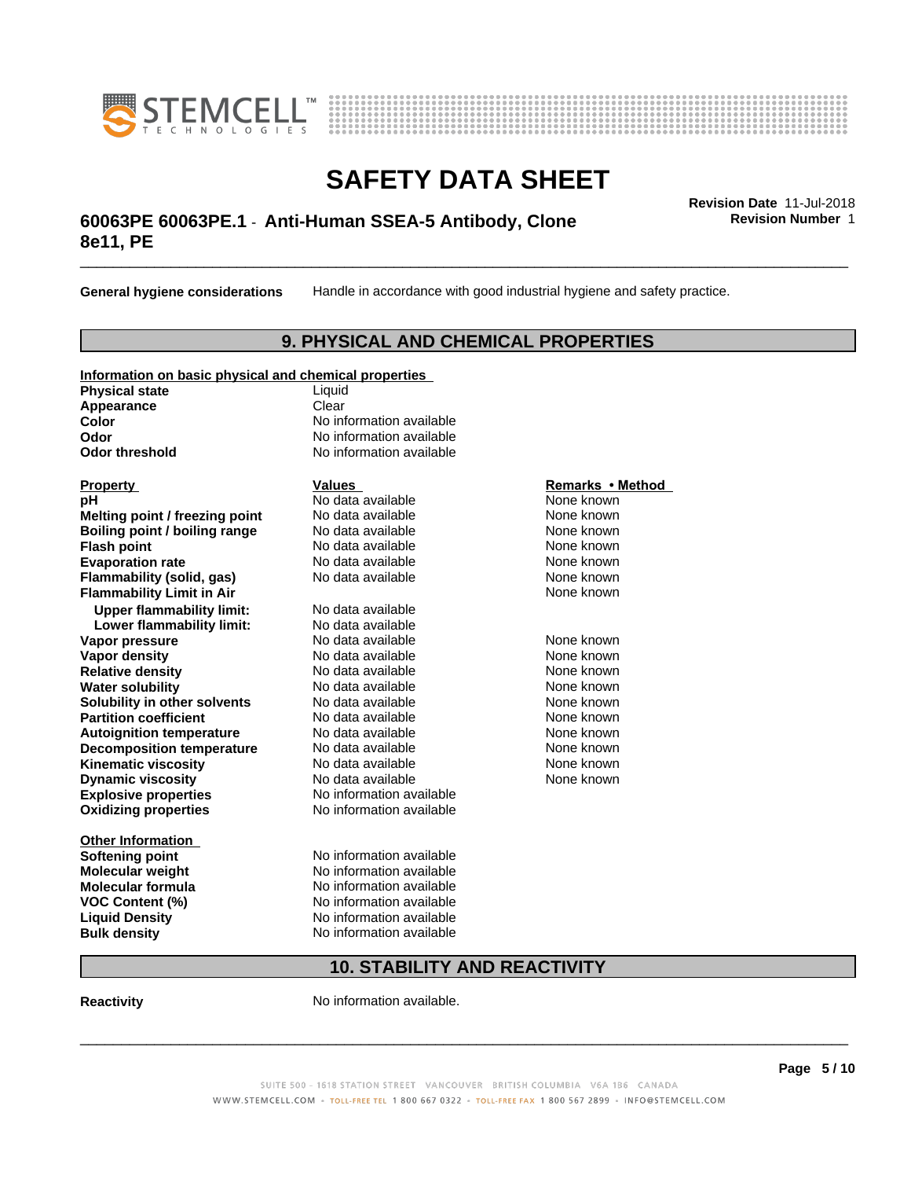**General hygiene considerations** Handle in accordance with good industrial hygiene and safety practice.

## 9. PHYSICAL AND CHEMICAL PROPERTIES

**Information on basic physical and chemical properties**

| | |
|---|---|
| **Physical state** | Liquid |
| **Appearance** | Clear |
| **Color** | No information available |
| **Odor** | No information available |
| **Odor threshold** | No information available |

| Property | Values | Remarks • Method |
|---|---|---|
| **pH** | No data available | None known |
| **Melting point / freezing point** | No data available | None known |
| **Boiling point / boiling range** | No data available | None known |
| **Flash point** | No data available | None known |
| **Evaporation rate** | No data available | None known |
| **Flammability (solid, gas)** | No data available | None known |
| **Flammability Limit in Air** | | None known |
| **Upper flammability limit:** | No data available | |
| **Lower flammability limit:** | No data available | |
| **Vapor pressure** | No data available | None known |
| **Vapor density** | No data available | None known |
| **Relative density** | No data available | None known |
| **Water solubility** | No data available | None known |
| **Solubility in other solvents** | No data available | None known |
| **Partition coefficient** | No data available | None known |
| **Autoignition temperature** | No data available | None known |
| **Decomposition temperature** | No data available | None known |
| **Kinematic viscosity** | No data available | None known |
| **Dynamic viscosity** | No data available | None known |
| **Explosive properties** | No information available | |
| **Oxidizing properties** | No information available | |

**Other Information**

| | |
|---|---|
| **Softening point** | No information available |
| **Molecular weight** | No information available |
| **Molecular formula** | No information available |
| **VOC Content (%)** | No information available |
| **Liquid Density** | No information available |
| **Bulk density** | No information available |

## 10. STABILITY AND REACTIVITY

**Reactivity** No information available.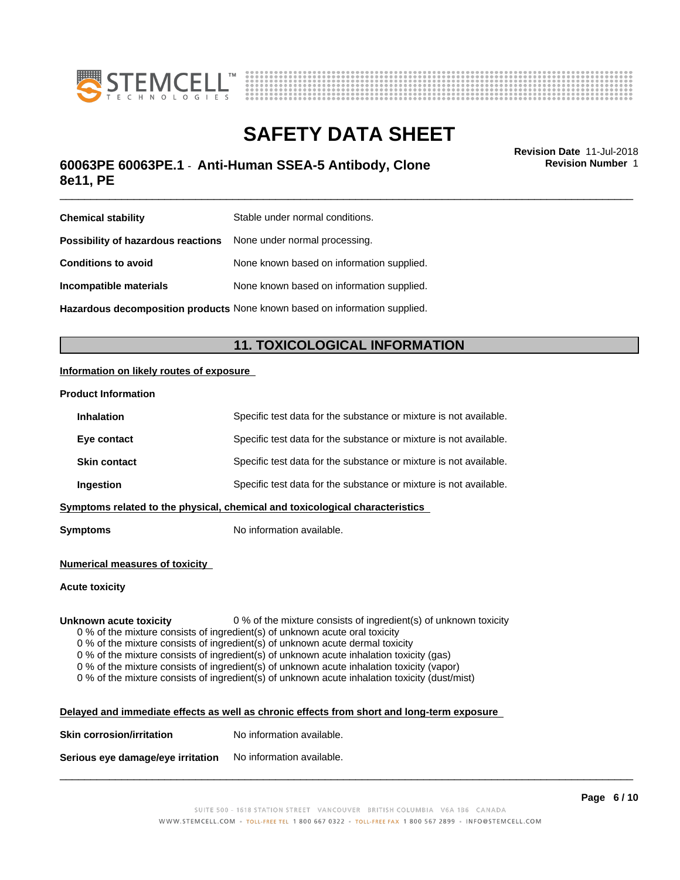| | |
|---|---|
| **Chemical stability** | Stable under normal conditions. |
| **Possibility of hazardous reactions** | None under normal processing. |
| **Conditions to avoid** | None known based on information supplied. |
| **Incompatible materials** | None known based on information supplied. |
| **Hazardous decomposition products** | None known based on information supplied. |

## 11. TOXICOLOGICAL INFORMATION

**Information on likely routes of exposure**

**Product Information**

| | |
|---|---|
| **Inhalation** | Specific test data for the substance or mixture is not available. |
| **Eye contact** | Specific test data for the substance or mixture is not available. |
| **Skin contact** | Specific test data for the substance or mixture is not available. |
| **Ingestion** | Specific test data for the substance or mixture is not available. |

**Symptoms related to the physical, chemical and toxicological characteristics**

**Symptoms** No information available.

**Numerical measures of toxicity**

**Acute toxicity**

**Unknown acute toxicity** 0 % of the mixture consists of ingredient(s) of unknown toxicity

0 % of the mixture consists of ingredient(s) of unknown acute oral toxicity
0 % of the mixture consists of ingredient(s) of unknown acute dermal toxicity
0 % of the mixture consists of ingredient(s) of unknown acute inhalation toxicity (gas)
0 % of the mixture consists of ingredient(s) of unknown acute inhalation toxicity (vapor)
0 % of the mixture consists of ingredient(s) of unknown acute inhalation toxicity (dust/mist)

**Delayed and immediate effects as well as chronic effects from short and long-term exposure**

| | |
|---|---|
| **Skin corrosion/irritation** | No information available. |
| **Serious eye damage/eye irritation** | No information available. |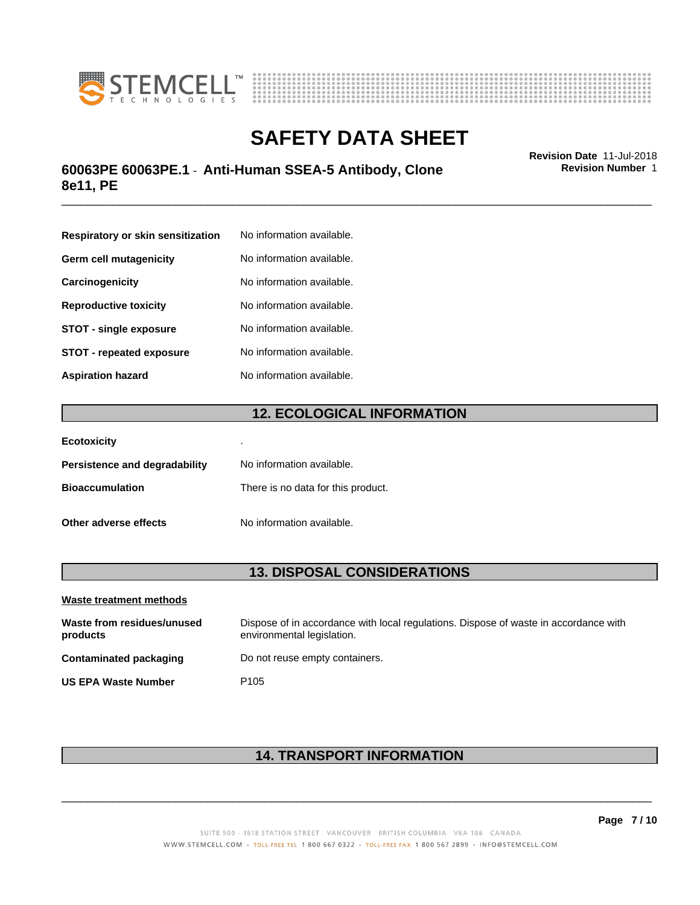| | |
|---|---|
| **Respiratory or skin sensitization** | No information available. |
| **Germ cell mutagenicity** | No information available. |
| **Carcinogenicity** | No information available. |
| **Reproductive toxicity** | No information available. |
| **STOT - single exposure** | No information available. |
| **STOT - repeated exposure** | No information available. |
| **Aspiration hazard** | No information available. |

## 12. ECOLOGICAL INFORMATION

| | |
|---|---|
| **Ecotoxicity** | . |
| **Persistence and degradability** | No information available. |
| **Bioaccumulation** | There is no data for this product. |
| **Other adverse effects** | No information available. |

## 13. DISPOSAL CONSIDERATIONS

**Waste treatment methods**

| | |
|---|---|
| **Waste from residues/unused products** | Dispose of in accordance with local regulations. Dispose of waste in accordance with environmental legislation. |
| **Contaminated packaging** | Do not reuse empty containers. |
| **US EPA Waste Number** | P105 |

## 14. TRANSPORT INFORMATION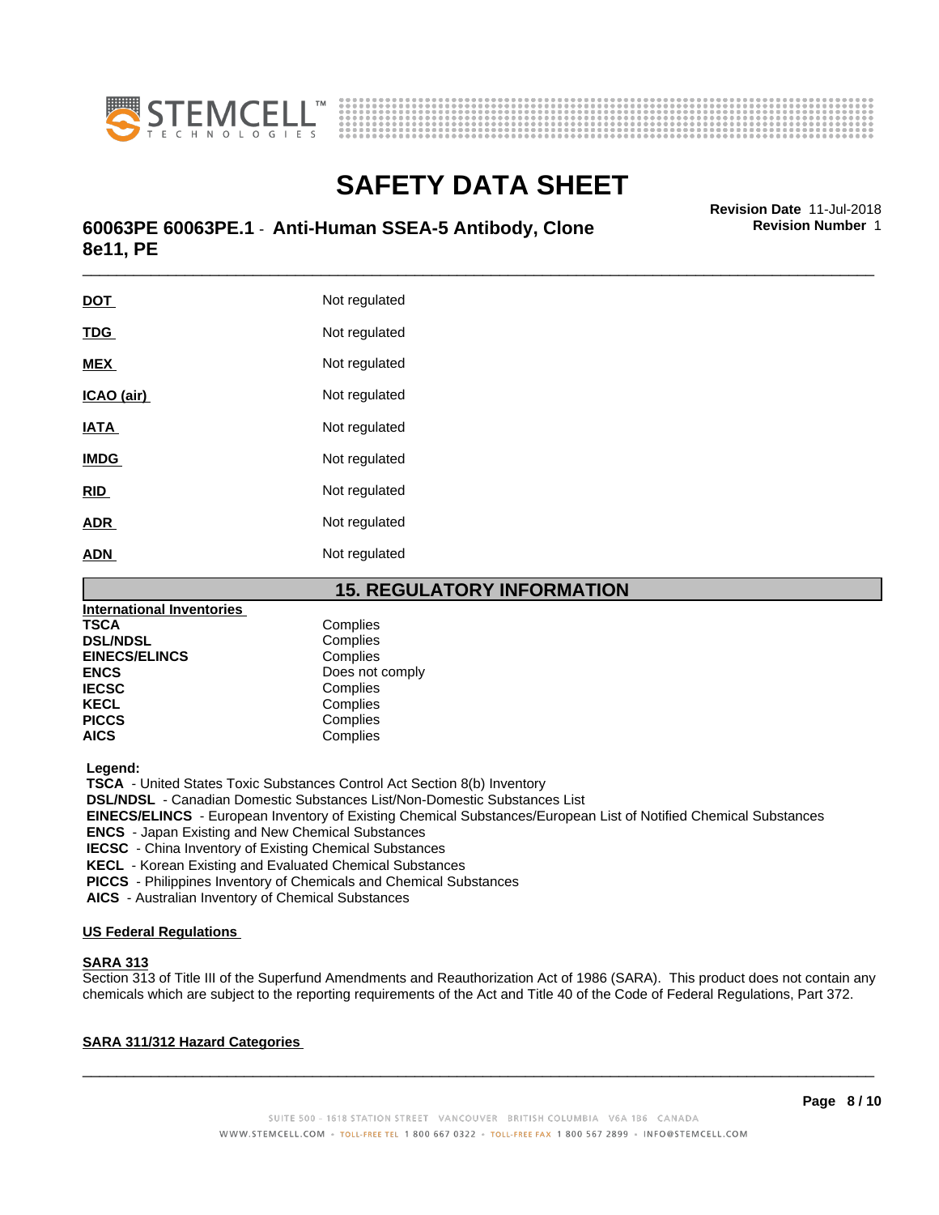| | |
|---|---|
| **DOT** | Not regulated |
| **TDG** | Not regulated |
| **MEX** | Not regulated |
| **ICAO (air)** | Not regulated |
| **IATA** | Not regulated |
| **IMDG** | Not regulated |
| **RID** | Not regulated |
| **ADR** | Not regulated |
| **ADN** | Not regulated |

## 15. REGULATORY INFORMATION

**International Inventories**

| | |
|---|---|
| **TSCA** | Complies |
| **DSL/NDSL** | Complies |
| **EINECS/ELINCS** | Complies |
| **ENCS** | Does not comply |
| **IECSC** | Complies |
| **KECL** | Complies |
| **PICCS** | Complies |
| **AICS** | Complies |

**Legend:**

**TSCA** - United States Toxic Substances Control Act Section 8(b) Inventory
**DSL/NDSL** - Canadian Domestic Substances List/Non-Domestic Substances List
**EINECS/ELINCS** - European Inventory of Existing Chemical Substances/European List of Notified Chemical Substances
**ENCS** - Japan Existing and New Chemical Substances
**IECSC** - China Inventory of Existing Chemical Substances
**KECL** - Korean Existing and Evaluated Chemical Substances
**PICCS** - Philippines Inventory of Chemicals and Chemical Substances
**AICS** - Australian Inventory of Chemical Substances

**US Federal Regulations**

**SARA 313**

Section 313 of Title III of the Superfund Amendments and Reauthorization Act of 1986 (SARA). This product does not contain any chemicals which are subject to the reporting requirements of the Act and Title 40 of the Code of Federal Regulations, Part 372.

**SARA 311/312 Hazard Categories**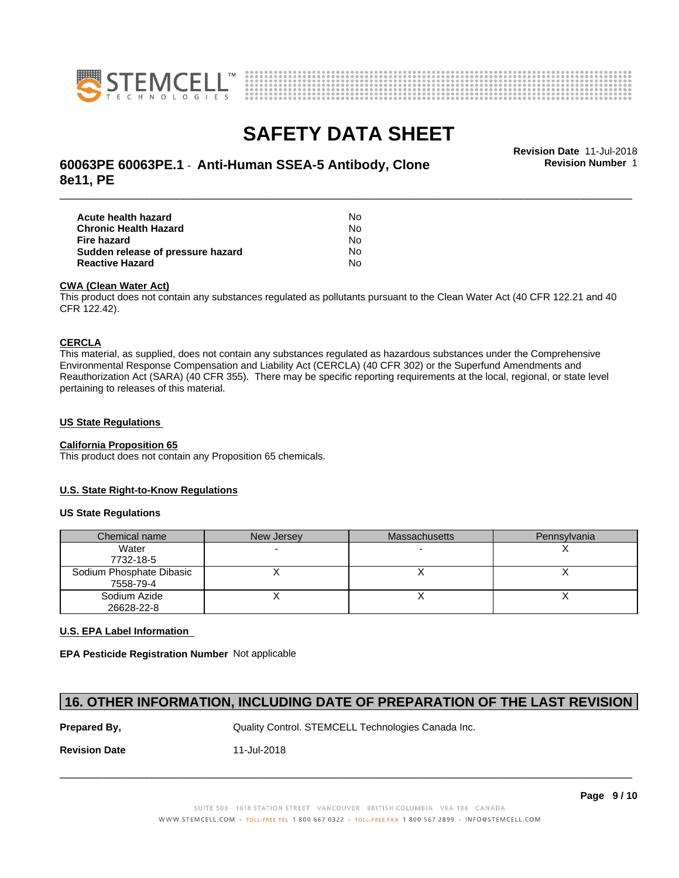| | |
|---|---|
| **Acute health hazard** | No |
| **Chronic Health Hazard** | No |
| **Fire hazard** | No |
| **Sudden release of pressure hazard** | No |
| **Reactive Hazard** | No |

**CWA (Clean Water Act)**

This product does not contain any substances regulated as pollutants pursuant to the Clean Water Act (40 CFR 122.21 and 40 CFR 122.42).

**CERCLA**

This material, as supplied, does not contain any substances regulated as hazardous substances under the Comprehensive Environmental Response Compensation and Liability Act (CERCLA) (40 CFR 302) or the Superfund Amendments and Reauthorization Act (SARA) (40 CFR 355). There may be specific reporting requirements at the local, regional, or state level pertaining to releases of this material.

**US State Regulations**

**California Proposition 65**

This product does not contain any Proposition 65 chemicals.

**U.S. State Right-to-Know Regulations**

**US State Regulations**

| Chemical name | New Jersey | Massachusetts | Pennsylvania |
|---|---|---|---|
| Water<br>7732-18-5 | - | - | X |
| Sodium Phosphate Dibasic<br>7558-79-4 | X | X | X |
| Sodium Azide<br>26628-22-8 | X | X | X |

**U.S. EPA Label Information**

**EPA Pesticide Registration Number** Not applicable

## 16. OTHER INFORMATION, INCLUDING DATE OF PREPARATION OF THE LAST REVISION

**Prepared By,** Quality Control. STEMCELL Technologies Canada Inc.

**Revision Date** 11-Jul-2018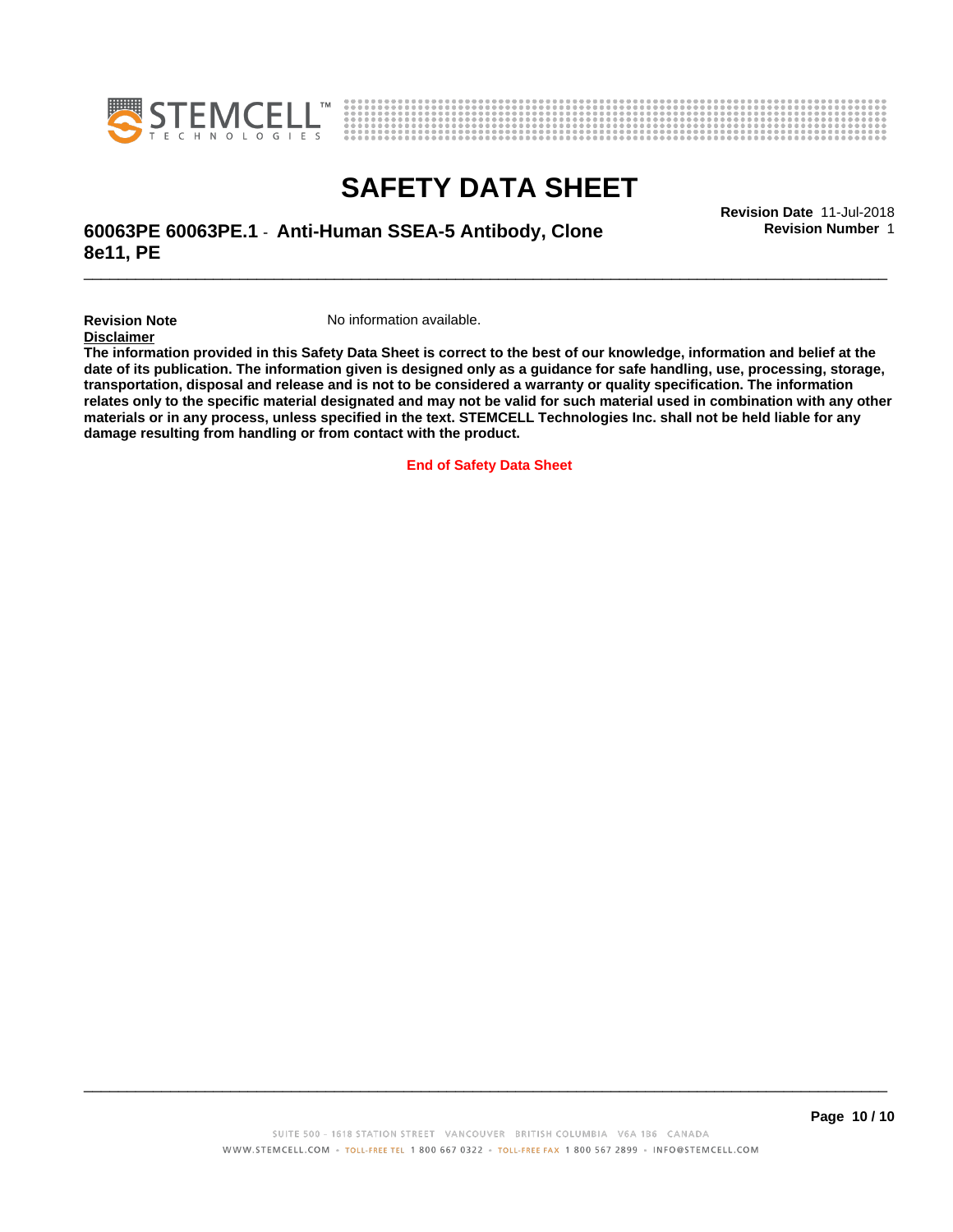# SAFETY DATA SHEET

**60063PE 60063PE.1 - Anti-Human SSEA-5 Antibody, Clone 8e11, PE**

**Revision Date** 11-Jul-2018
**Revision Number** 1

---

**Revision Note** No information available.

**Disclaimer**

**The information provided in this Safety Data Sheet is correct to the best of our knowledge, information and belief at the date of its publication. The information given is designed only as a guidance for safe handling, use, processing, storage, transportation, disposal and release and is not to be considered a warranty or quality specification. The information relates only to the specific material designated and may not be valid for such material used in combination with any other materials or in any process, unless specified in the text. STEMCELL Technologies Inc. shall not be held liable for any damage resulting from handling or from contact with the product.**

**End of Safety Data Sheet**